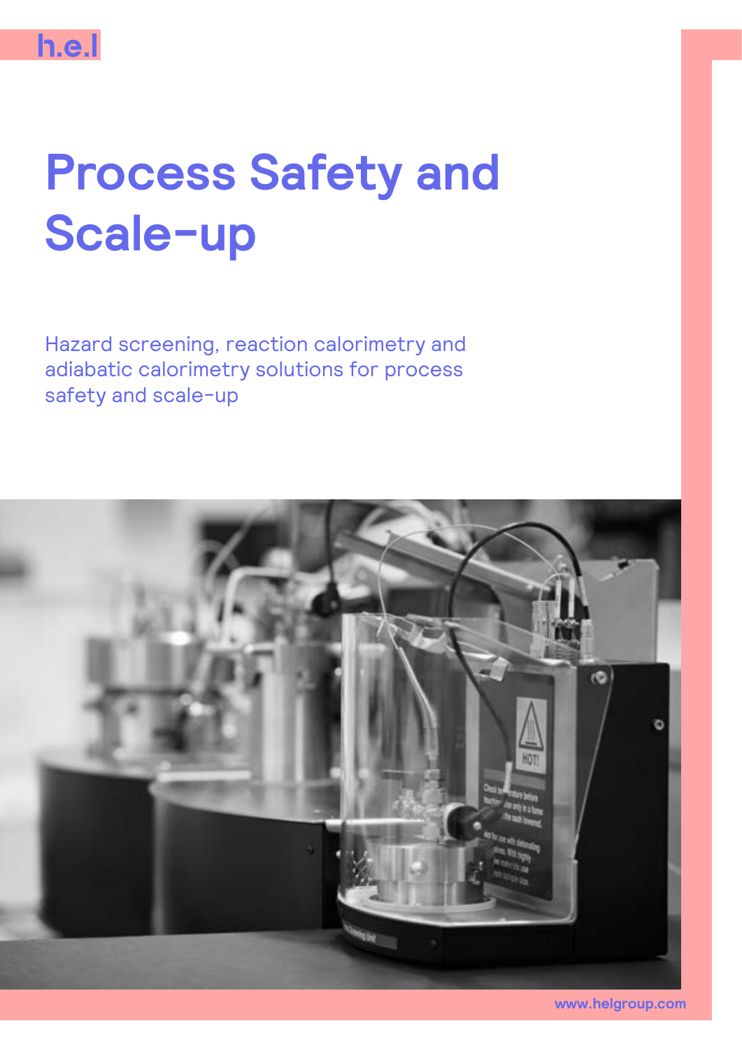h.e.l

# Process Safety and Scale-up

Hazard screening, reaction calorimetry and adiabatic calorimetry solutions for process safety and scale-up

www.helgroup.com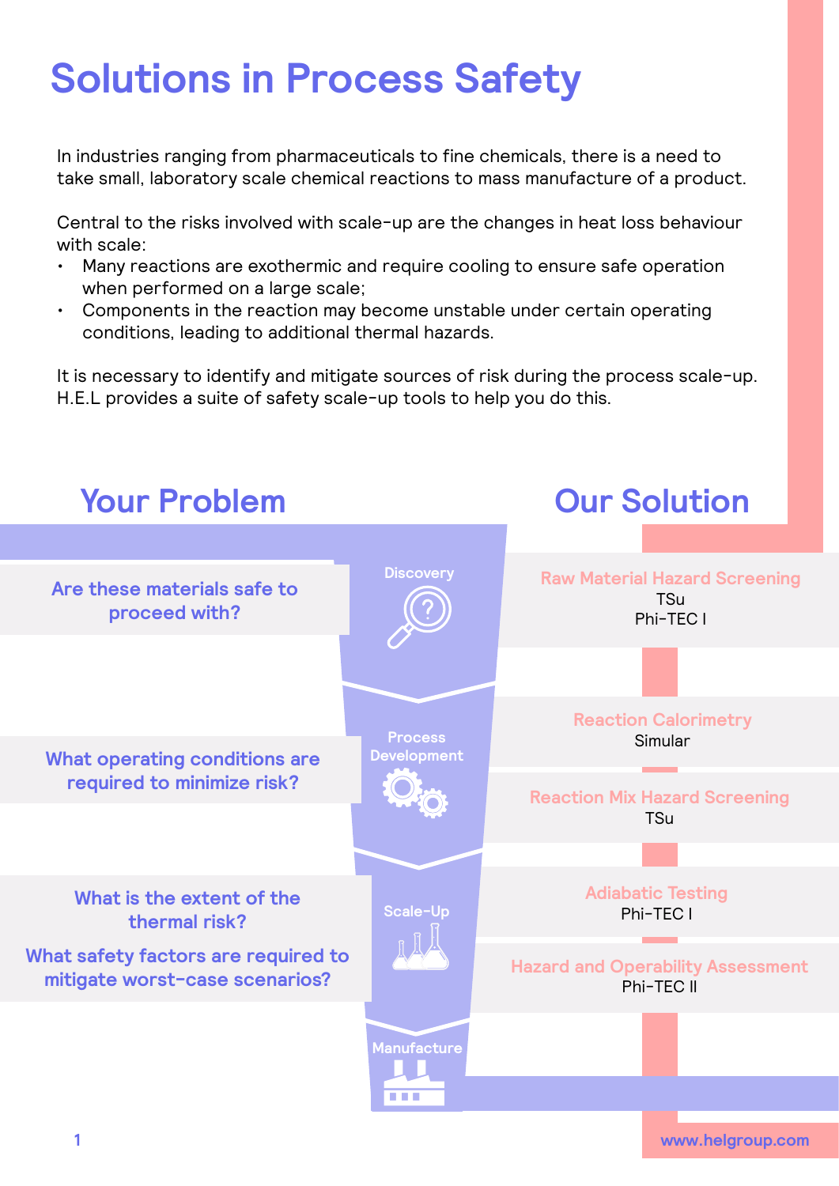# Solutions in Process Safety

In industries ranging from pharmaceuticals to fine chemicals, there is a need to take small, laboratory scale chemical reactions to mass manufacture of a product.

Central to the risks involved with scale-up are the changes in heat loss behaviour with scale:

- Many reactions are exothermic and require cooling to ensure safe operation when performed on a large scale;
- Components in the reaction may become unstable under certain operating conditions, leading to additional thermal hazards.

It is necessary to identify and mitigate sources of risk during the process scale-up. H.E.L provides a suite of safety scale-up tools to help you do this.

## Your Problem

## Our Solution

**Discovery**

Are these materials safe to proceed with?

**Raw Material Hazard Screening**
TSu
Phi-TEC I

**Process Development**

What operating conditions are required to minimize risk?

**Reaction Calorimetry**
Simular

**Reaction Mix Hazard Screening**
TSu

**Scale-Up**

What is the extent of the thermal risk?

What safety factors are required to mitigate worst-case scenarios?

**Adiabatic Testing**
Phi-TEC I

**Hazard and Operability Assessment**
Phi-TEC II

**Manufacture**

www.helgroup.com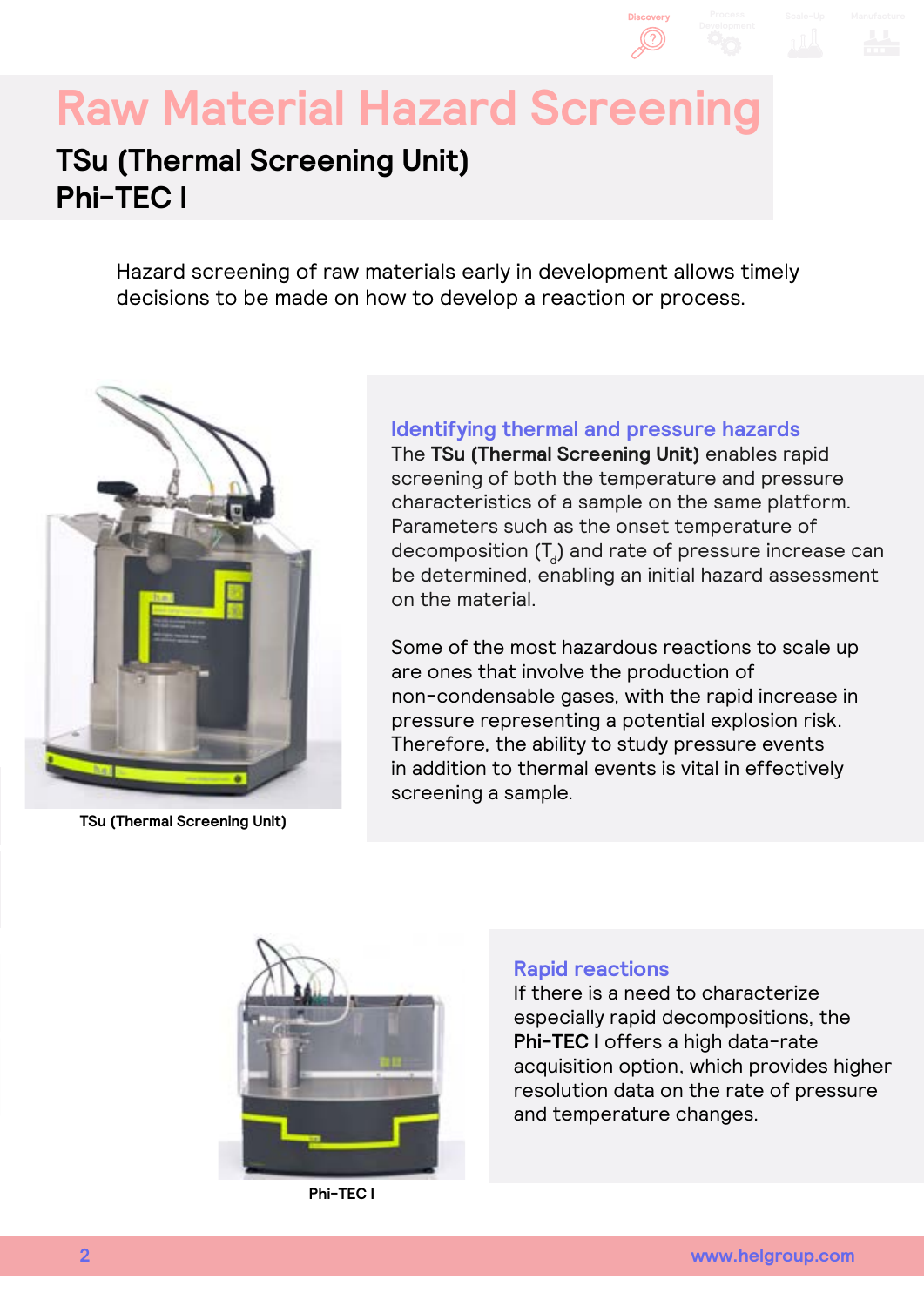# Raw Material Hazard Screening

## TSu (Thermal Screening Unit)
## Phi-TEC I

Hazard screening of raw materials early in development allows timely decisions to be made on how to develop a reaction or process.

TSu (Thermal Screening Unit)

### Identifying thermal and pressure hazards

The **TSu (Thermal Screening Unit)** enables rapid screening of both the temperature and pressure characteristics of a sample on the same platform. Parameters such as the onset temperature of decomposition ($T_d$) and rate of pressure increase can be determined, enabling an initial hazard assessment on the material.

Some of the most hazardous reactions to scale up are ones that involve the production of non-condensable gases, with the rapid increase in pressure representing a potential explosion risk. Therefore, the ability to study pressure events in addition to thermal events is vital in effectively screening a sample.

Phi-TEC I

### Rapid reactions

If there is a need to characterize especially rapid decompositions, the **Phi-TEC I** offers a high data-rate acquisition option, which provides higher resolution data on the rate of pressure and temperature changes.

www.helgroup.com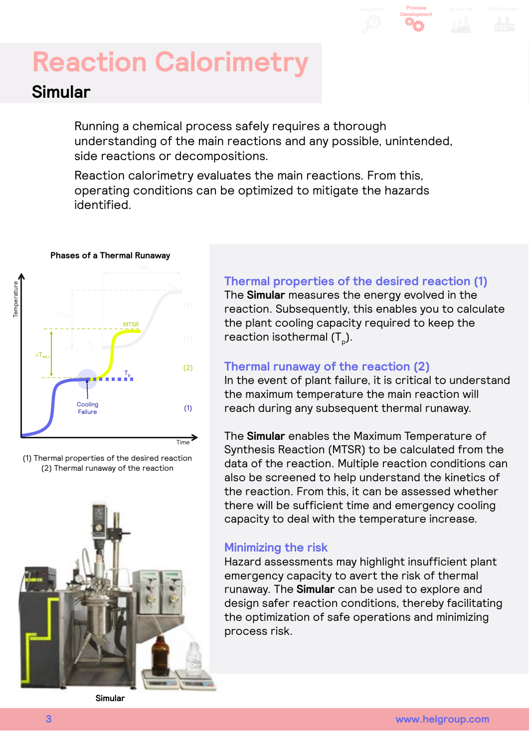# Reaction Calorimetry

## Simular

Running a chemical process safely requires a thorough understanding of the main reactions and any possible, unintended, side reactions or decompositions.

Reaction calorimetry evaluates the main reactions. From this, operating conditions can be optimized to mitigate the hazards identified.

**Phases of a Thermal Runaway**

Temperature

Time

MTSR

$T_p$

$\Delta T_{ad,r}$

Cooling Failure

(1)

(2)

(3)

(4)

(1) Thermal properties of the desired reaction
(2) Thermal runaway of the reaction

Simular

### Thermal properties of the desired reaction (1)

The **Simular** measures the energy evolved in the reaction. Subsequently, this enables you to calculate the plant cooling capacity required to keep the reaction isothermal ($T_p$).

### Thermal runaway of the reaction (2)

In the event of plant failure, it is critical to understand the maximum temperature the main reaction will reach during any subsequent thermal runaway.

The **Simular** enables the Maximum Temperature of Synthesis Reaction (MTSR) to be calculated from the data of the reaction. Multiple reaction conditions can also be screened to help understand the kinetics of the reaction. From this, it can be assessed whether there will be sufficient time and emergency cooling capacity to deal with the temperature increase.

### Minimizing the risk

Hazard assessments may highlight insufficient plant emergency capacity to avert the risk of thermal runaway. The **Simular** can be used to explore and design safer reaction conditions, thereby facilitating the optimization of safe operations and minimizing process risk.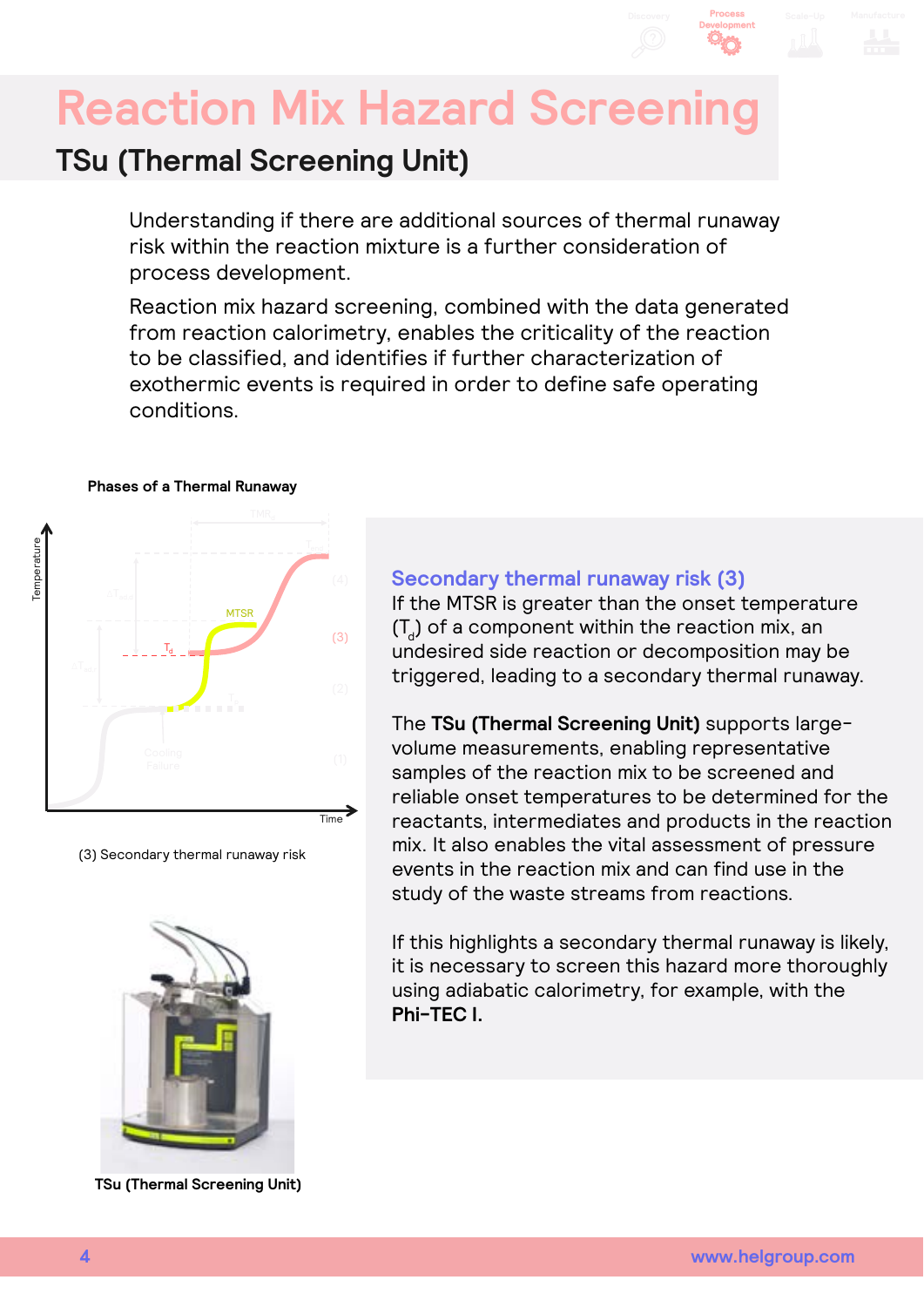# Reaction Mix Hazard Screening

## TSu (Thermal Screening Unit)

Understanding if there are additional sources of thermal runaway risk within the reaction mixture is a further consideration of process development.

Reaction mix hazard screening, combined with the data generated from reaction calorimetry, enables the criticality of the reaction to be classified, and identifies if further characterization of exothermic events is required in order to define safe operating conditions.

**Phases of a Thermal Runaway**

Temperature

Time

MTSR

$T_d$

(4)

(3)

(2)

(1)

Cooling Failure

(3) Secondary thermal runaway risk

**TSu (Thermal Screening Unit)**

### Secondary thermal runaway risk (3)

If the MTSR is greater than the onset temperature ($T_d$) of a component within the reaction mix, an undesired side reaction or decomposition may be triggered, leading to a secondary thermal runaway.

The **TSu (Thermal Screening Unit)** supports large-volume measurements, enabling representative samples of the reaction mix to be screened and reliable onset temperatures to be determined for the reactants, intermediates and products in the reaction mix. It also enables the vital assessment of pressure events in the reaction mix and can find use in the study of the waste streams from reactions.

If this highlights a secondary thermal runaway is likely, it is necessary to screen this hazard more thoroughly using adiabatic calorimetry, for example, with the **Phi-TEC I.**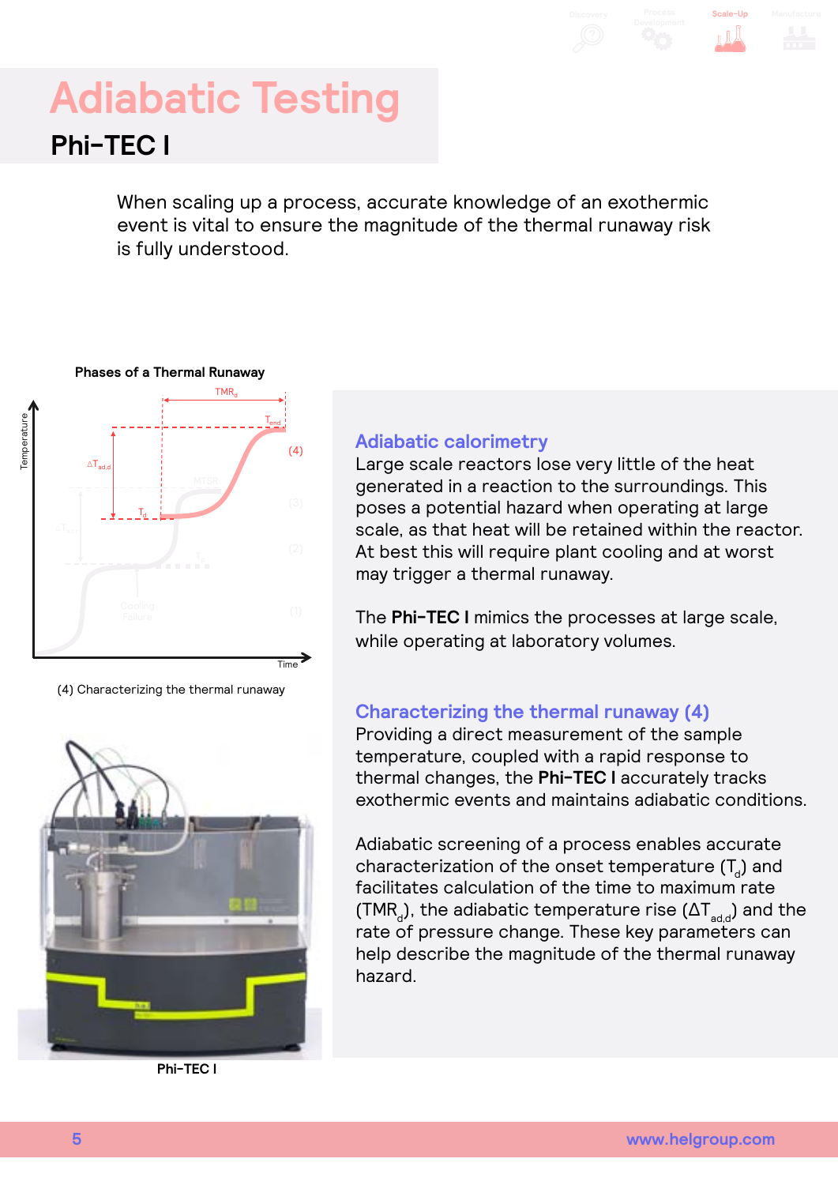# Adiabatic Testing

## Phi-TEC I

When scaling up a process, accurate knowledge of an exothermic event is vital to ensure the magnitude of the thermal runaway risk is fully understood.

**Phases of a Thermal Runaway**

Temperature

Time

$TMR_d$

$T_{end}$

$\Delta T_{ad,d}$

$T_d$

MTSR

$\Delta T_{ad,r}$

$T_p$

Cooling Failure

(4)

(3)

(2)

(1)

(4) Characterizing the thermal runaway

Phi-TEC I

### Adiabatic calorimetry

Large scale reactors lose very little of the heat generated in a reaction to the surroundings. This poses a potential hazard when operating at large scale, as that heat will be retained within the reactor. At best this will require plant cooling and at worst may trigger a thermal runaway.

The **Phi-TEC I** mimics the processes at large scale, while operating at laboratory volumes.

### Characterizing the thermal runaway (4)

Providing a direct measurement of the sample temperature, coupled with a rapid response to thermal changes, the **Phi-TEC I** accurately tracks exothermic events and maintains adiabatic conditions.

Adiabatic screening of a process enables accurate characterization of the onset temperature ($T_d$) and facilitates calculation of the time to maximum rate ($TMR_d$), the adiabatic temperature rise ($\Delta T_{ad,d}$) and the rate of pressure change. These key parameters can help describe the magnitude of the thermal runaway hazard.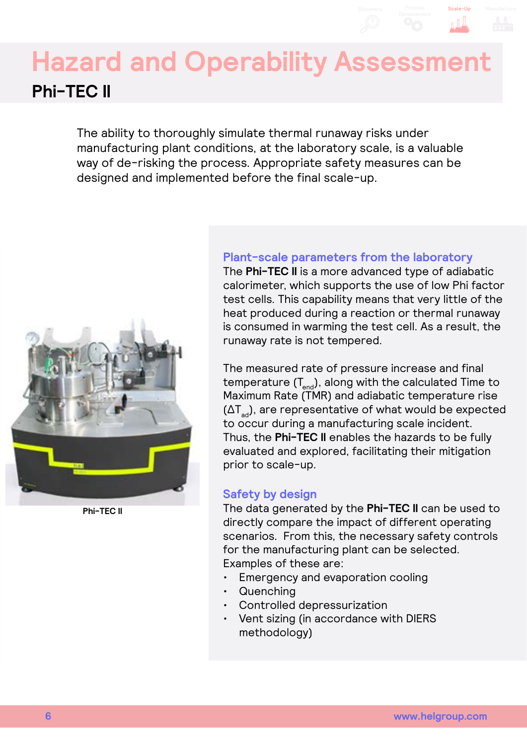# Hazard and Operability Assessment

## Phi-TEC II

The ability to thoroughly simulate thermal runaway risks under manufacturing plant conditions, at the laboratory scale, is a valuable way of de-risking the process. Appropriate safety measures can be designed and implemented before the final scale-up.

Phi-TEC II

### Plant-scale parameters from the laboratory

The **Phi-TEC II** is a more advanced type of adiabatic calorimeter, which supports the use of low Phi factor test cells. This capability means that very little of the heat produced during a reaction or thermal runaway is consumed in warming the test cell. As a result, the runaway rate is not tempered.

The measured rate of pressure increase and final temperature ($T_{end}$), along with the calculated Time to Maximum Rate (TMR) and adiabatic temperature rise ($\Delta T_{ad}$), are representative of what would be expected to occur during a manufacturing scale incident. Thus, the **Phi-TEC II** enables the hazards to be fully evaluated and explored, facilitating their mitigation prior to scale-up.

### Safety by design

The data generated by the **Phi-TEC II** can be used to directly compare the impact of different operating scenarios. From this, the necessary safety controls for the manufacturing plant can be selected. Examples of these are:

- Emergency and evaporation cooling
- Quenching
- Controlled depressurization
- Vent sizing (in accordance with DIERS methodology)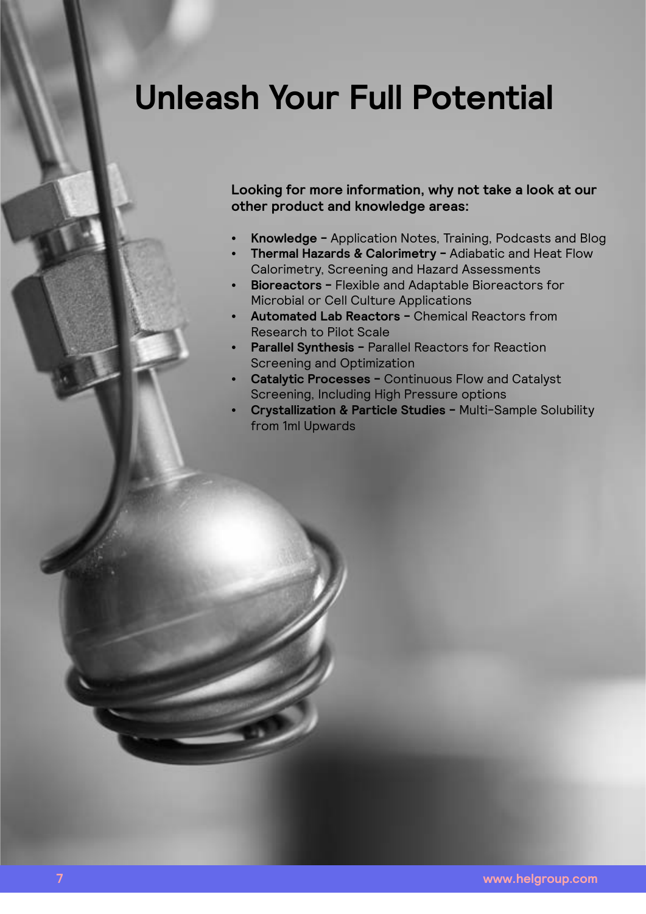# Unleash Your Full Potential

**Looking for more information, why not take a look at our other product and knowledge areas:**

- **Knowledge –** Application Notes, Training, Podcasts and Blog
- **Thermal Hazards & Calorimetry –** Adiabatic and Heat Flow Calorimetry, Screening and Hazard Assessments
- **Bioreactors –** Flexible and Adaptable Bioreactors for Microbial or Cell Culture Applications
- **Automated Lab Reactors –** Chemical Reactors from Research to Pilot Scale
- **Parallel Synthesis –** Parallel Reactors for Reaction Screening and Optimization
- **Catalytic Processes –** Continuous Flow and Catalyst Screening, Including High Pressure options
- **Crystallization & Particle Studies –** Multi-Sample Solubility from 1ml Upwards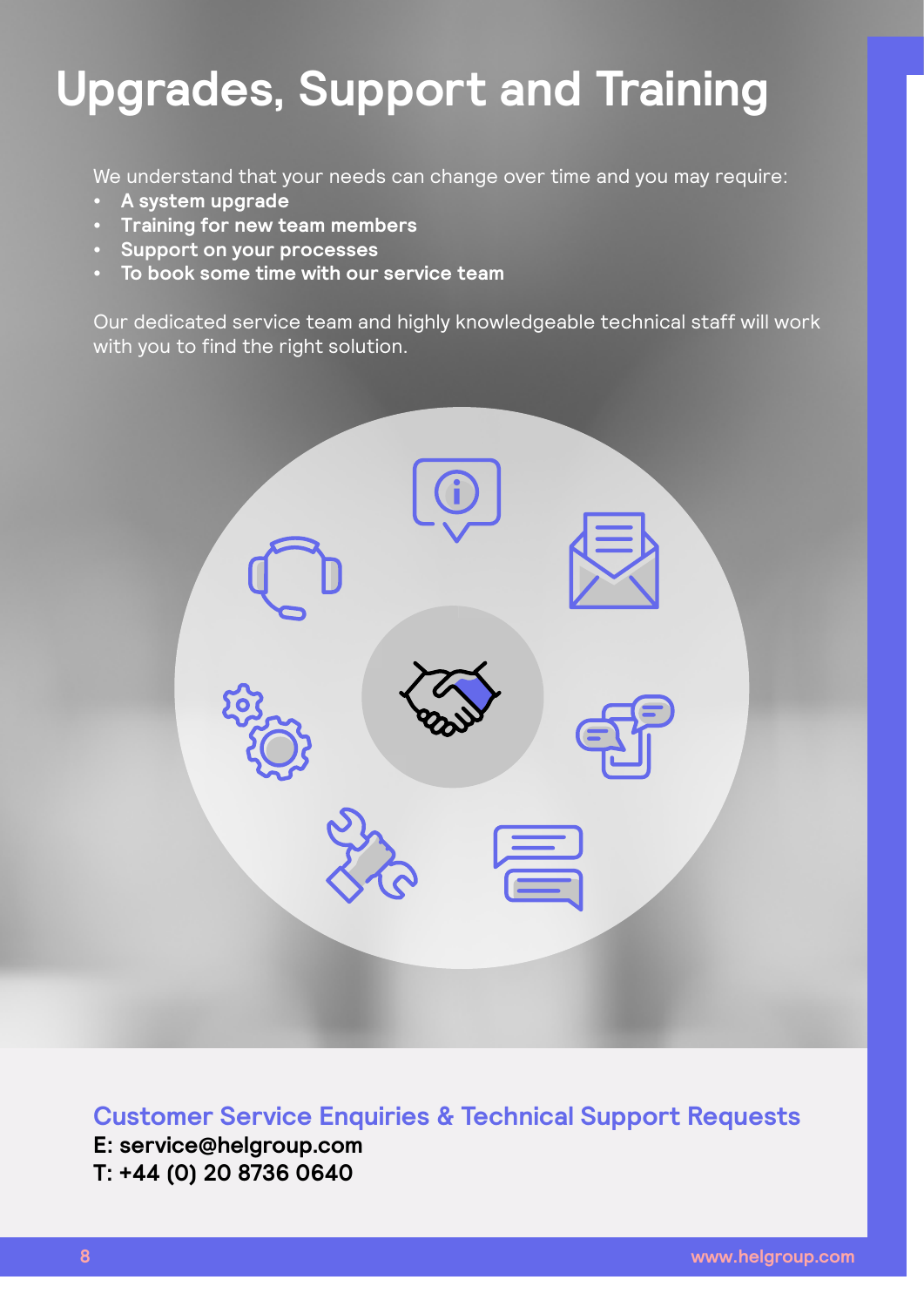# Upgrades, Support and Training

We understand that your needs can change over time and you may require:

- **A system upgrade**
- **Training for new team members**
- **Support on your processes**
- **To book some time with our service team**

Our dedicated service team and highly knowledgeable technical staff will work with you to find the right solution.

## Customer Service Enquiries & Technical Support Requests

**E: service@helgroup.com**
**T: +44 (0) 20 8736 0640**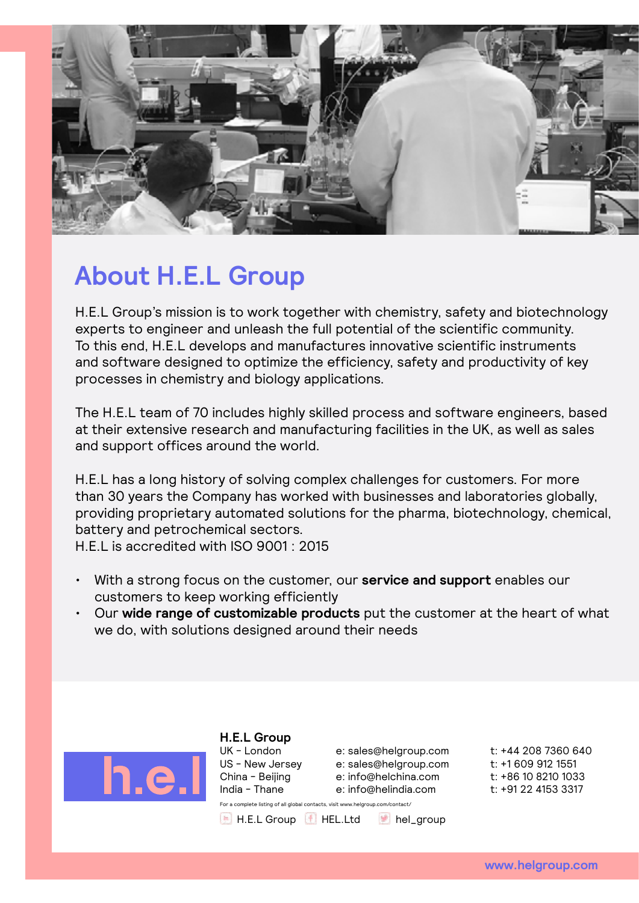# About H.E.L Group

H.E.L Group's mission is to work together with chemistry, safety and biotechnology experts to engineer and unleash the full potential of the scientific community. To this end, H.E.L develops and manufactures innovative scientific instruments and software designed to optimize the efficiency, safety and productivity of key processes in chemistry and biology applications.

The H.E.L team of 70 includes highly skilled process and software engineers, based at their extensive research and manufacturing facilities in the UK, as well as sales and support offices around the world.

H.E.L has a long history of solving complex challenges for customers. For more than 30 years the Company has worked with businesses and laboratories globally, providing proprietary automated solutions for the pharma, biotechnology, chemical, battery and petrochemical sectors.
H.E.L is accredited with ISO 9001 : 2015

- With a strong focus on the customer, our **service and support** enables our customers to keep working efficiently
- Our **wide range of customizable products** put the customer at the heart of what we do, with solutions designed around their needs

h.e.l

**H.E.L Group**

| | | |
|---|---|---|
| UK - London | e: sales@helgroup.com | t: +44 208 7360 640 |
| US - New Jersey | e: sales@helgroup.com | t: +1 609 912 1551 |
| China - Beijing | e: info@helchina.com | t: +86 10 8210 1033 |
| India - Thane | e: info@helindia.com | t: +91 22 4153 3317 |

For a complete listing of all global contacts, visit www.helgroup.com/contact/

H.E.L Group   HEL.Ltd   hel_group

www.helgroup.com